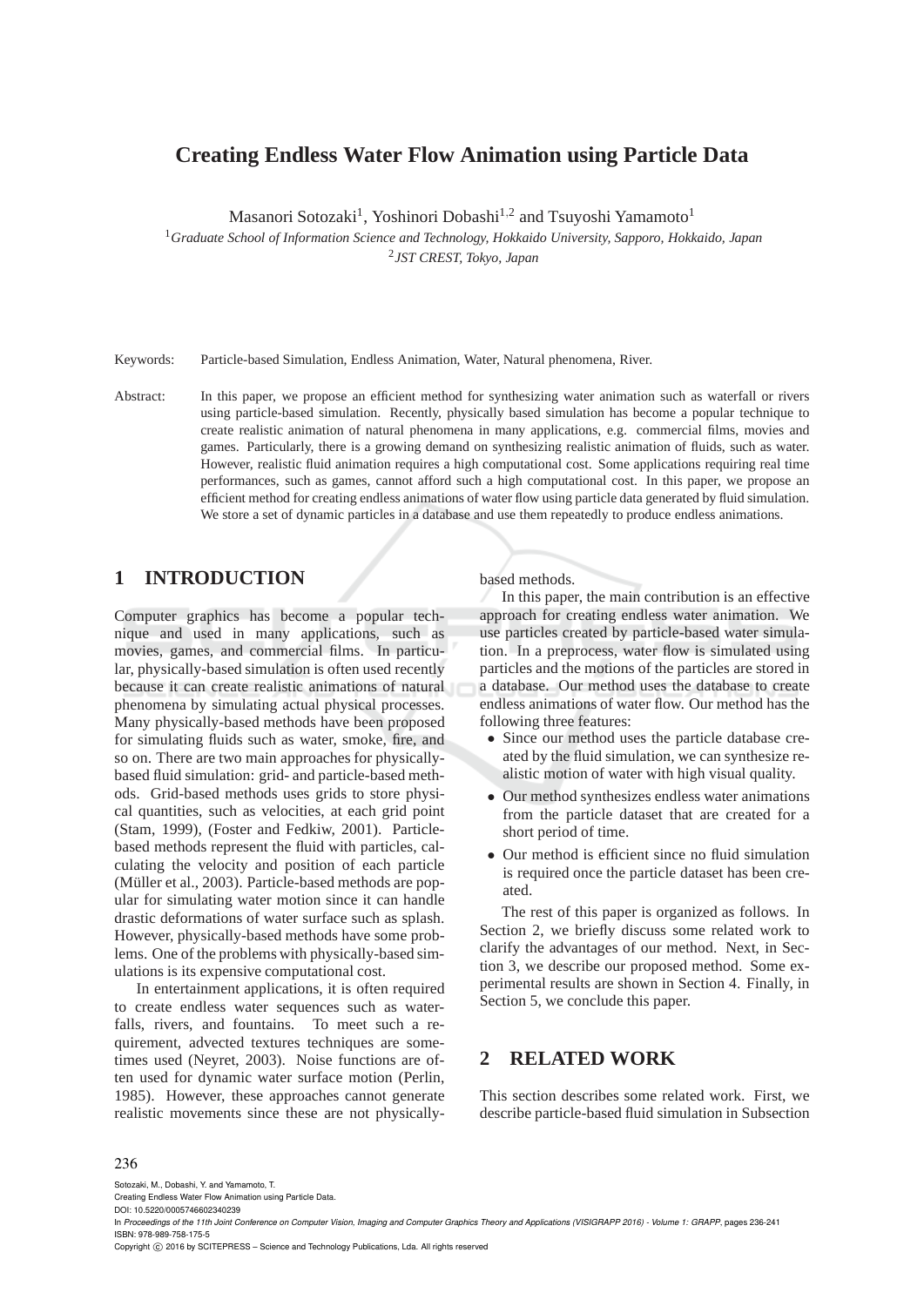# Creating Endless Water Flow Animation using Particle Data

Masanori Sotozaki[1], Yoshinori Dobashi[1,2] and Tsuyoshi Yamamoto[1]

[1]*Graduate School of Information Science and Technology, Hokkaido University, Sapporo, Hokkaido, Japan*
[2]*JST CREST, Tokyo, Japan*

Keywords: Particle-based Simulation, Endless Animation, Water, Natural phenomena, River.

Abstract: In this paper, we propose an efficient method for synthesizing water animation such as waterfall or rivers using particle-based simulation. Recently, physically based simulation has become a popular technique to create realistic animation of natural phenomena in many applications, e.g. commercial films, movies and games. Particularly, there is a growing demand on synthesizing realistic animation of fluids, such as water. However, realistic fluid animation requires a high computational cost. Some applications requiring real time performances, such as games, cannot afford such a high computational cost. In this paper, we propose an efficient method for creating endless animations of water flow using particle data generated by fluid simulation. We store a set of dynamic particles in a database and use them repeatedly to produce endless animations.

## 1 INTRODUCTION

Computer graphics has become a popular technique and used in many applications, such as movies, games, and commercial films. In particular, physically-based simulation is often used recently because it can create realistic animations of natural phenomena by simulating actual physical processes. Many physically-based methods have been proposed for simulating fluids such as water, smoke, fire, and so on. There are two main approaches for physically-based fluid simulation: grid- and particle-based methods. Grid-based methods uses grids to store physical quantities, such as velocities, at each grid point (Stam, 1999), (Foster and Fedkiw, 2001). Particle-based methods represent the fluid with particles, calculating the velocity and position of each particle (Müller et al., 2003). Particle-based methods are popular for simulating water motion since it can handle drastic deformations of water surface such as splash. However, physically-based methods have some problems. One of the problems with physically-based simulations is its expensive computational cost.

In entertainment applications, it is often required to create endless water sequences such as waterfalls, rivers, and fountains. To meet such a requirement, advected textures techniques are sometimes used (Neyret, 2003). Noise functions are often used for dynamic water surface motion (Perlin, 1985). However, these approaches cannot generate realistic movements since these are not physically-based methods.

In this paper, the main contribution is an effective approach for creating endless water animation. We use particles created by particle-based water simulation. In a preprocess, water flow is simulated using particles and the motions of the particles are stored in a database. Our method uses the database to create endless animations of water flow. Our method has the following three features:

- Since our method uses the particle database created by the fluid simulation, we can synthesize realistic motion of water with high visual quality.
- Our method synthesizes endless water animations from the particle dataset that are created for a short period of time.
- Our method is efficient since no fluid simulation is required once the particle dataset has been created.

The rest of this paper is organized as follows. In Section 2, we briefly discuss some related work to clarify the advantages of our method. Next, in Section 3, we describe our proposed method. Some experimental results are shown in Section 4. Finally, in Section 5, we conclude this paper.

## 2 RELATED WORK

This section describes some related work. First, we describe particle-based fluid simulation in Subsection

Sotozaki, M., Dobashi, Y. and Yamamoto, T.
Creating Endless Water Flow Animation using Particle Data.
DOI: 10.5220/0005746602340239
In *Proceedings of the 11th Joint Conference on Computer Vision, Imaging and Computer Graphics Theory and Applications (VISIGRAPP 2016) - Volume 1: GRAPP*, pages 236-241
ISBN: 978-989-758-175-5
Copyright © 2016 by SCITEPRESS – Science and Technology Publications, Lda. All rights reserved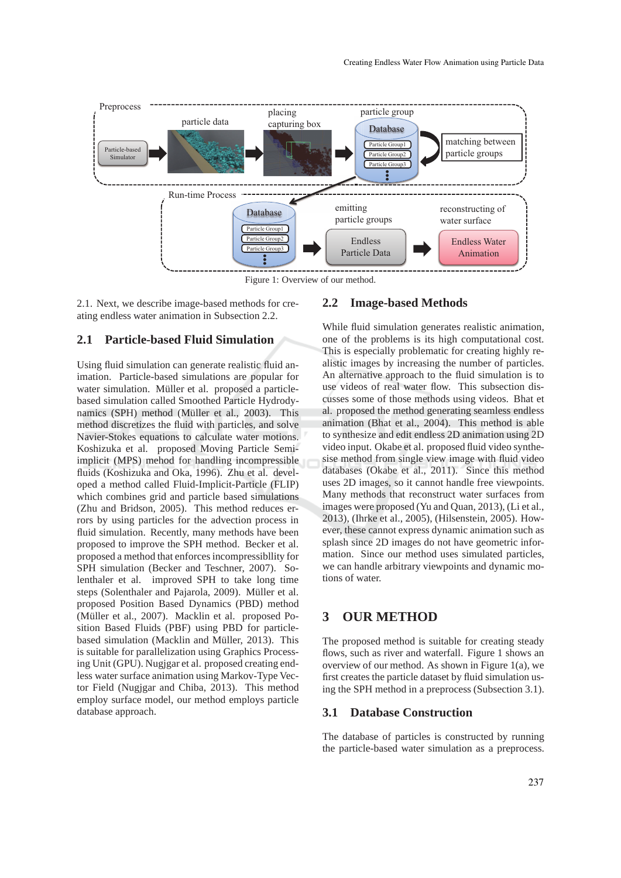Figure 1: Overview of our method.

2.1. Next, we describe image-based methods for creating endless water animation in Subsection 2.2.

## 2.1 Particle-based Fluid Simulation

Using fluid simulation can generate realistic fluid animation. Particle-based simulations are popular for water simulation. Müller et al. proposed a particle-based simulation called Smoothed Particle Hydrodynamics (SPH) method (Müller et al., 2003). This method discretizes the fluid with particles, and solve Navier-Stokes equations to calculate water motions. Koshizuka et al. proposed Moving Particle Semi-implicit (MPS) mehod for handling incompressible fluids (Koshizuka and Oka, 1996). Zhu et al. developed a method called Fluid-Implicit-Particle (FLIP) which combines grid and particle based simulations (Zhu and Bridson, 2005). This method reduces errors by using particles for the advection process in fluid simulation. Recently, many methods have been proposed to improve the SPH method. Becker et al. proposed a method that enforces incompressibllity for SPH simulation (Becker and Teschner, 2007). Solenthaler et al. improved SPH to take long time steps (Solenthaler and Pajarola, 2009). Müller et al. proposed Position Based Dynamics (PBD) method (Müller et al., 2007). Macklin et al. proposed Position Based Fluids (PBF) using PBD for particle-based simulation (Macklin and Müller, 2013). This is suitable for parallelization using Graphics Processing Unit (GPU). Nugjgar et al. proposed creating endless water surface animation using Markov-Type Vector Field (Nugjgar and Chiba, 2013). This method employ surface model, our method employs particle database approach.

## 2.2 Image-based Methods

While fluid simulation generates realistic animation, one of the problems is its high computational cost. This is especially problematic for creating highly realistic images by increasing the number of particles. An alternative approach to the fluid simulation is to use videos of real water flow. This subsection discusses some of those methods using videos. Bhat et al. proposed the method generating seamless endless animation (Bhat et al., 2004). This method is able to synthesize and edit endless 2D animation using 2D video input. Okabe et al. proposed fluid video synthesise method from single view image with fluid video databases (Okabe et al., 2011). Since this method uses 2D images, so it cannot handle free viewpoints. Many methods that reconstruct water surfaces from images were proposed (Yu and Quan, 2013), (Li et al., 2013), (Ihrke et al., 2005), (Hilsenstein, 2005). However, these cannot express dynamic animation such as splash since 2D images do not have geometric information. Since our method uses simulated particles, we can handle arbitrary viewpoints and dynamic motions of water.

# 3 OUR METHOD

The proposed method is suitable for creating steady flows, such as river and waterfall. Figure 1 shows an overview of our method. As shown in Figure 1(a), we first creates the particle dataset by fluid simulation using the SPH method in a preprocess (Subsection 3.1).

## 3.1 Database Construction

The database of particles is constructed by running the particle-based water simulation as a preprocess.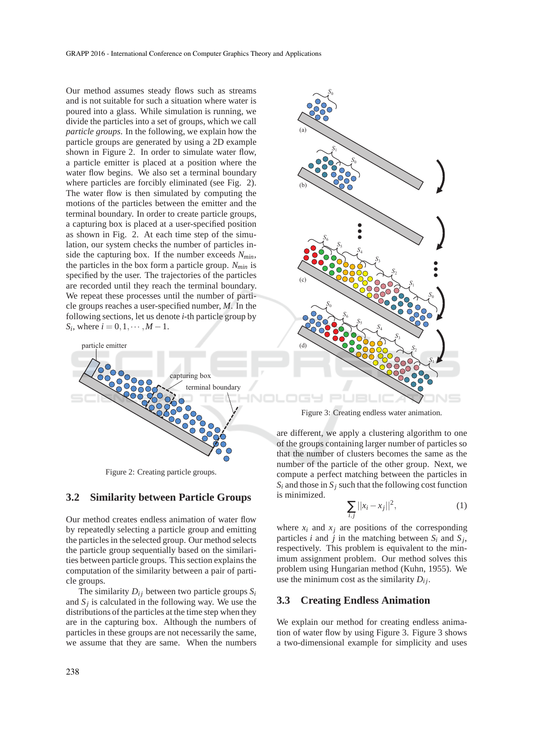Our method assumes steady flows such as streams and is not suitable for such a situation where water is poured into a glass. While simulation is running, we divide the particles into a set of groups, which we call *particle groups*. In the following, we explain how the particle groups are generated by using a 2D example shown in Figure 2. In order to simulate water flow, a particle emitter is placed at a position where the water flow begins. We also set a terminal boundary where particles are forcibly eliminated (see Fig. 2). The water flow is then simulated by computing the motions of the particles between the emitter and the terminal boundary. In order to create particle groups, a capturing box is placed at a user-specified position as shown in Fig. 2. At each time step of the simulation, our system checks the number of particles inside the capturing box. If the number exceeds $N_{min}$, the particles in the box form a particle group. $N_{min}$ is specified by the user. The trajectories of the particles are recorded until they reach the terminal boundary. We repeat these processes until the number of particle groups reaches a user-specified number, $M$. In the following sections, let us denote $i$-th particle group by $S_i$, where $i = 0, 1, \cdots, M-1$.

Figure 2: Creating particle groups.

## 3.2 Similarity between Particle Groups

Our method creates endless animation of water flow by repeatedly selecting a particle group and emitting the particles in the selected group. Our method selects the particle group sequentially based on the similarities between particle groups. This section explains the computation of the similarity between a pair of particle groups.

The similarity $D_{ij}$ between two particle groups $S_i$ and $S_j$ is calculated in the following way. We use the distributions of the particles at the time step when they are in the capturing box. Although the numbers of particles in these groups are not necessarily the same, we assume that they are same. When the numbers are different, we apply a clustering algorithm to one of the groups containing larger number of particles so that the number of clusters becomes the same as the number of the particle of the other group. Next, we compute a perfect matching between the particles in $S_i$ and those in $S_j$ such that the following cost function is minimized.

$$\sum_{i,j} ||x_i - x_j||^2, \tag{1}$$

where $x_i$ and $x_j$ are positions of the corresponding particles $i$ and $j$ in the matching between $S_i$ and $S_j$, respectively. This problem is equivalent to the minimum assignment problem. Our method solves this problem using Hungarian method (Kuhn, 1955). We use the minimum cost as the similarity $D_{ij}$.

Figure 3: Creating endless water animation.

## 3.3 Creating Endless Animation

We explain our method for creating endless animation of water flow by using Figure 3. Figure 3 shows a two-dimensional example for simplicity and uses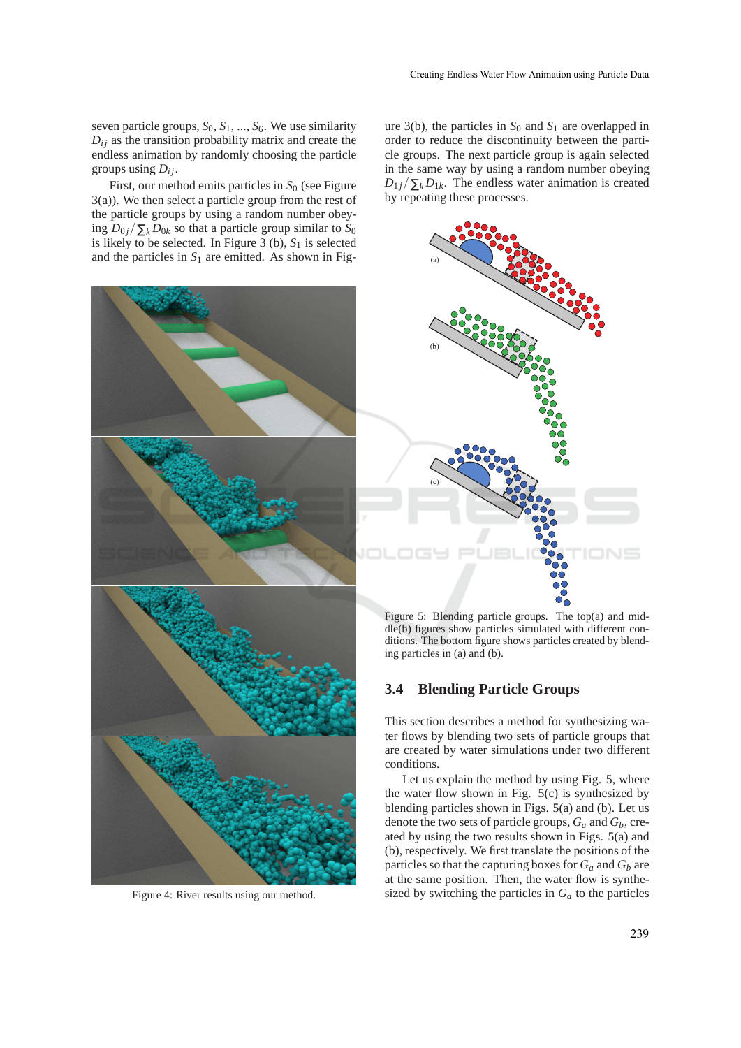seven particle groups, $S_0$, $S_1$, ..., $S_6$. We use similarity $D_{ij}$ as the transition probability matrix and create the endless animation by randomly choosing the particle groups using $D_{ij}$.

First, our method emits particles in $S_0$ (see Figure 3(a)). We then select a particle group from the rest of the particle groups by using a random number obeying $D_{0j}/\sum_k D_{0k}$ so that a particle group similar to $S_0$ is likely to be selected. In Figure 3 (b), $S_1$ is selected and the particles in $S_1$ are emitted. As shown in Figure 3(b), the particles in $S_0$ and $S_1$ are overlapped in order to reduce the discontinuity between the particle groups. The next particle group is again selected in the same way by using a random number obeying $D_{1j}/\sum_k D_{1k}$. The endless water animation is created by repeating these processes.

Figure 4: River results using our method.

Figure 5: Blending particle groups. The top(a) and middle(b) figures show particles simulated with different conditions. The bottom figure shows particles created by blending particles in (a) and (b).

### 3.4 Blending Particle Groups

This section describes a method for synthesizing water flows by blending two sets of particle groups that are created by water simulations under two different conditions.

Let us explain the method by using Fig. 5, where the water flow shown in Fig. 5(c) is synthesized by blending particles shown in Figs. 5(a) and (b). Let us denote the two sets of particle groups, $G_a$ and $G_b$, created by using the two results shown in Figs. 5(a) and (b), respectively. We first translate the positions of the particles so that the capturing boxes for $G_a$ and $G_b$ are at the same position. Then, the water flow is synthesized by switching the particles in $G_a$ to the particles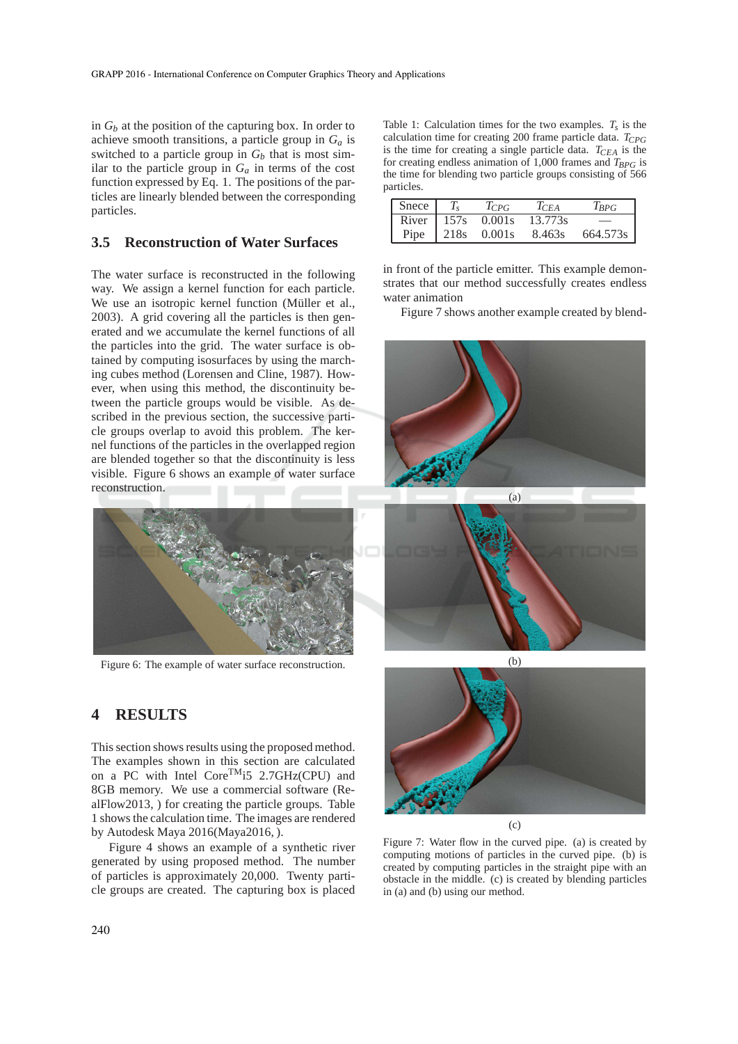in $G_b$ at the position of the capturing box. In order to achieve smooth transitions, a particle group in $G_a$ is switched to a particle group in $G_b$ that is most similar to the particle group in $G_a$ in terms of the cost function expressed by Eq. 1. The positions of the particles are linearly blended between the corresponding particles.

### 3.5 Reconstruction of Water Surfaces

The water surface is reconstructed in the following way. We assign a kernel function for each particle. We use an isotropic kernel function (Müller et al., 2003). A grid covering all the particles is then generated and we accumulate the kernel functions of all the particles into the grid. The water surface is obtained by computing isosurfaces by using the marching cubes method (Lorensen and Cline, 1987). However, when using this method, the discontinuity between the particle groups would be visible. As described in the previous section, the successive particle groups overlap to avoid this problem. The kernel functions of the particles in the overlapped region are blended together so that the discontinuity is less visible. Figure 6 shows an example of water surface reconstruction.

Figure 6: The example of water surface reconstruction.

## 4 RESULTS

This section shows results using the proposed method. The examples shown in this section are calculated on a PC with Intel Core[TM]i5 2.7GHz(CPU) and 8GB memory. We use a commercial software (RealFlow2013, ) for creating the particle groups. Table 1 shows the calculation time. The images are rendered by Autodesk Maya 2016(Maya2016, ).

Figure 4 shows an example of a synthetic river generated by using proposed method. The number of particles is approximately 20,000. Twenty particle groups are created. The capturing box is placed in front of the particle emitter. This example demonstrates that our method successfully creates endless water animation

Figure 7 shows another example created by blend-

Table 1: Calculation times for the two examples. $T_s$ is the calculation time for creating 200 frame particle data. $T_{CPG}$ is the time for creating a single particle data. $T_{CEA}$ is the for creating endless animation of 1,000 frames and $T_{BPG}$ is the time for blending two particle groups consisting of 566 particles.

| Snece | $T_s$ | $T_{CPG}$ | $T_{CEA}$ | $T_{BPG}$ |
|---|---|---|---|---|
| River | 157s | 0.001s | 13.773s | — |
| Pipe | 218s | 0.001s | 8.463s | 664.573s |

(a)

(b)

(c)

Figure 7: Water flow in the curved pipe. (a) is created by computing motions of particles in the curved pipe. (b) is created by computing particles in the straight pipe with an obstacle in the middle. (c) is created by blending particles in (a) and (b) using our method.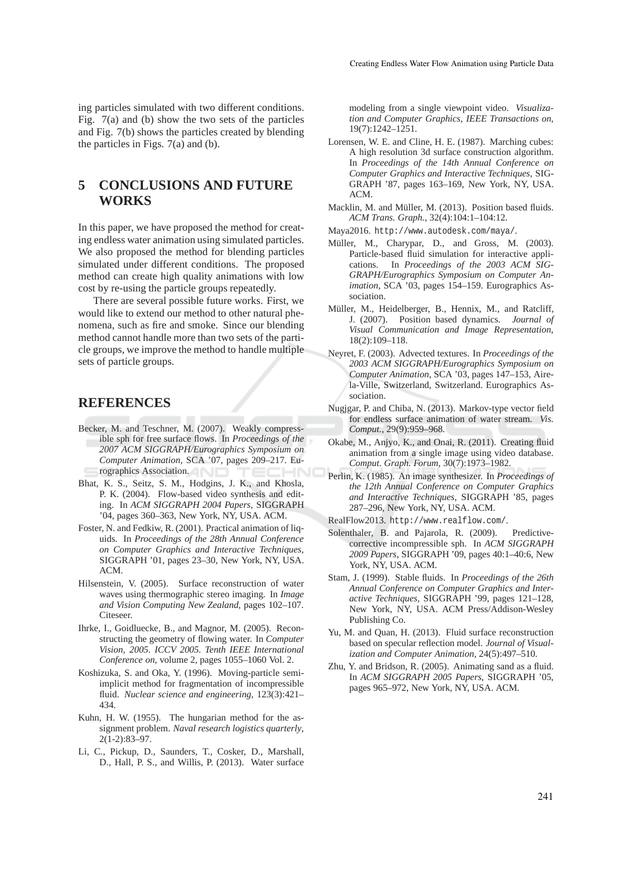ing particles simulated with two different conditions. Fig. 7(a) and (b) show the two sets of the particles and Fig. 7(b) shows the particles created by blending the particles in Figs. 7(a) and (b).

## 5 CONCLUSIONS AND FUTURE WORKS

In this paper, we have proposed the method for creating endless water animation using simulated particles. We also proposed the method for blending particles simulated under different conditions. The proposed method can create high quality animations with low cost by re-using the particle groups repeatedly.

There are several possible future works. First, we would like to extend our method to other natural phenomena, such as fire and smoke. Since our blending method cannot handle more than two sets of the particle groups, we improve the method to handle multiple sets of particle groups.

## REFERENCES

Becker, M. and Teschner, M. (2007). Weakly compressible sph for free surface flows. In *Proceedings of the 2007 ACM SIGGRAPH/Eurographics Symposium on Computer Animation*, SCA '07, pages 209–217. Eurographics Association.

Bhat, K. S., Seitz, S. M., Hodgins, J. K., and Khosla, P. K. (2004). Flow-based video synthesis and editing. In *ACM SIGGRAPH 2004 Papers*, SIGGRAPH '04, pages 360–363, New York, NY, USA. ACM.

Foster, N. and Fedkiw, R. (2001). Practical animation of liquids. In *Proceedings of the 28th Annual Conference on Computer Graphics and Interactive Techniques*, SIGGRAPH '01, pages 23–30, New York, NY, USA. ACM.

Hilsenstein, V. (2005). Surface reconstruction of water waves using thermographic stereo imaging. In *Image and Vision Computing New Zealand*, pages 102–107. Citeseer.

Ihrke, I., Goidluecke, B., and Magnor, M. (2005). Reconstructing the geometry of flowing water. In *Computer Vision, 2005. ICCV 2005. Tenth IEEE International Conference on*, volume 2, pages 1055–1060 Vol. 2.

Koshizuka, S. and Oka, Y. (1996). Moving-particle semi-implicit method for fragmentation of incompressible fluid. *Nuclear science and engineering*, 123(3):421–434.

Kuhn, H. W. (1955). The hungarian method for the assignment problem. *Naval research logistics quarterly*, 2(1-2):83–97.

Li, C., Pickup, D., Saunders, T., Cosker, D., Marshall, D., Hall, P. S., and Willis, P. (2013). Water surface modeling from a single viewpoint video. *Visualization and Computer Graphics, IEEE Transactions on*, 19(7):1242–1251.

Lorensen, W. E. and Cline, H. E. (1987). Marching cubes: A high resolution 3d surface construction algorithm. In *Proceedings of the 14th Annual Conference on Computer Graphics and Interactive Techniques*, SIGGRAPH '87, pages 163–169, New York, NY, USA. ACM.

Macklin, M. and Müller, M. (2013). Position based fluids. *ACM Trans. Graph.*, 32(4):104:1–104:12.

Maya2016. http://www.autodesk.com/maya/.

Müller, M., Charypar, D., and Gross, M. (2003). Particle-based fluid simulation for interactive applications. In *Proceedings of the 2003 ACM SIGGRAPH/Eurographics Symposium on Computer Animation*, SCA '03, pages 154–159. Eurographics Association.

Müller, M., Heidelberger, B., Hennix, M., and Ratcliff, J. (2007). Position based dynamics. *Journal of Visual Communication and Image Representation*, 18(2):109–118.

Neyret, F. (2003). Advected textures. In *Proceedings of the 2003 ACM SIGGRAPH/Eurographics Symposium on Computer Animation*, SCA '03, pages 147–153, Aire-la-Ville, Switzerland, Switzerland. Eurographics Association.

Nugjgar, P. and Chiba, N. (2013). Markov-type vector field for endless surface animation of water stream. *Vis. Comput.*, 29(9):959–968.

Okabe, M., Anjyo, K., and Onai, R. (2011). Creating fluid animation from a single image using video database. *Comput. Graph. Forum*, 30(7):1973–1982.

Perlin, K. (1985). An image synthesizer. In *Proceedings of the 12th Annual Conference on Computer Graphics and Interactive Techniques*, SIGGRAPH '85, pages 287–296, New York, NY, USA. ACM.

RealFlow2013. http://www.realflow.com/.

Solenthaler, B. and Pajarola, R. (2009). Predictive-corrective incompressible sph. In *ACM SIGGRAPH 2009 Papers*, SIGGRAPH '09, pages 40:1–40:6, New York, NY, USA. ACM.

Stam, J. (1999). Stable fluids. In *Proceedings of the 26th Annual Conference on Computer Graphics and Interactive Techniques*, SIGGRAPH '99, pages 121–128, New York, NY, USA. ACM Press/Addison-Wesley Publishing Co.

Yu, M. and Quan, H. (2013). Fluid surface reconstruction based on specular reflection model. *Journal of Visualization and Computer Animation*, 24(5):497–510.

Zhu, Y. and Bridson, R. (2005). Animating sand as a fluid. In *ACM SIGGRAPH 2005 Papers*, SIGGRAPH '05, pages 965–972, New York, NY, USA. ACM.